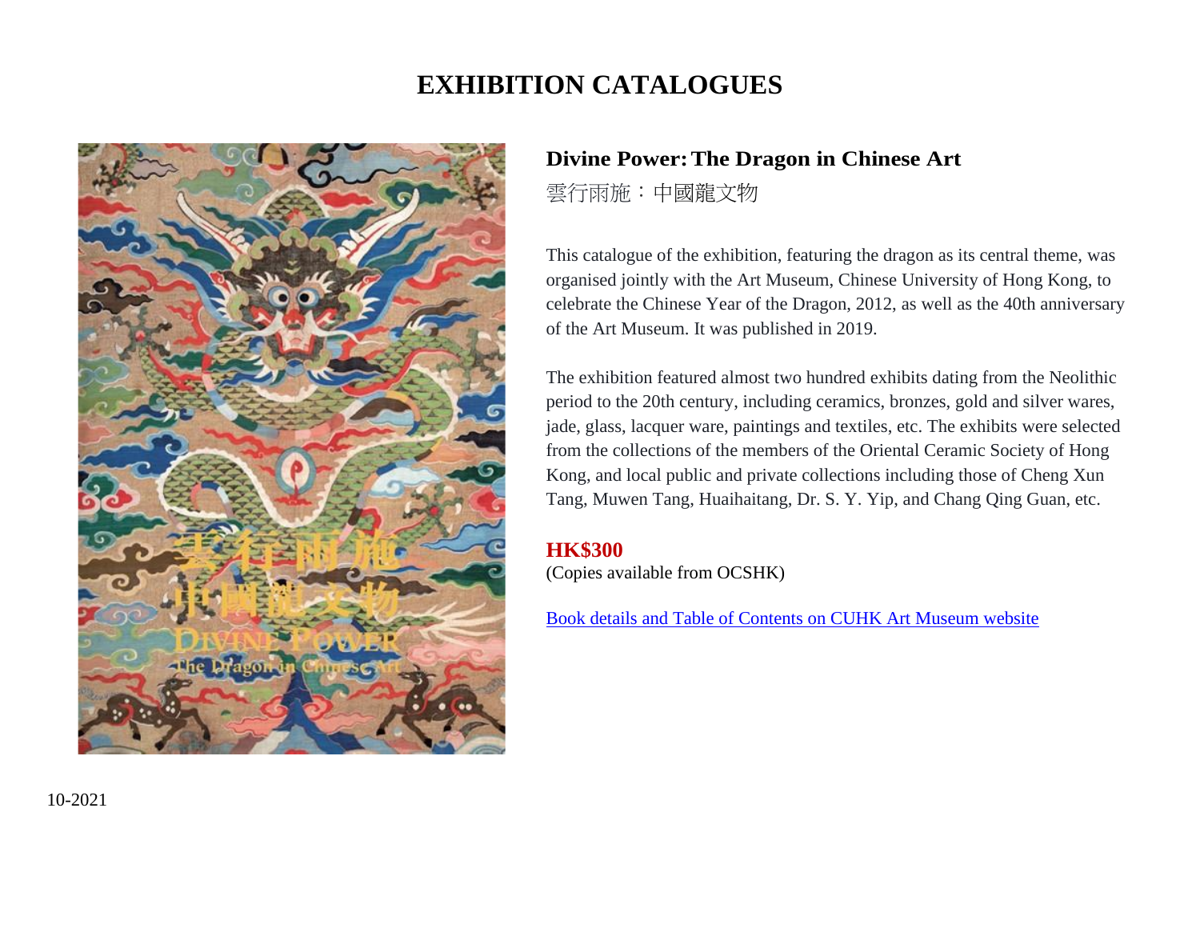# EXHIBITION CATALOGUES

## Divine Power: The Dragon in Chinese Art

雲行雨施：中國龍文物

This catalogue of the exhibition, featuring the dragon as its central theme, was organised jointly with the Art Museum, Chinese University of Hong Kong, to celebrate the Chinese Year of the Dragon, 2012, as well as the 40th anniversary of the Art Museum. It was published in 2019.

The exhibition featured almost two hundred exhibits dating from the Neolithic period to the 20th century, including ceramics, bronzes, gold and silver wares, jade, glass, lacquer ware, paintings and textiles, etc. The exhibits were selected from the collections of the members of the Oriental Ceramic Society of Hong Kong, and local public and private collections including those of Cheng Xun Tang, Muwen Tang, Huaihaitang, Dr. S. Y. Yip, and Chang Qing Guan, etc.

**HK$300**
(Copies available from OCSHK)

Book details and Table of Contents on CUHK Art Museum website

10-2021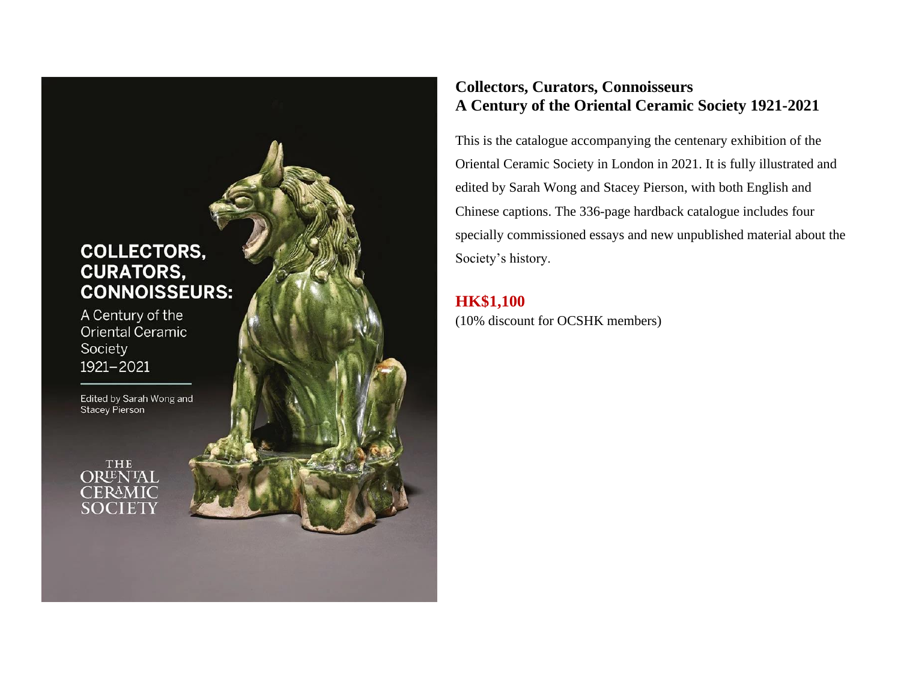**Collectors, Curators, Connoisseurs**
**A Century of the Oriental Ceramic Society 1921-2021**

This is the catalogue accompanying the centenary exhibition of the Oriental Ceramic Society in London in 2021. It is fully illustrated and edited by Sarah Wong and Stacey Pierson, with both English and Chinese captions. The 336-page hardback catalogue includes four specially commissioned essays and new unpublished material about the Society's history.

**HK$1,100**
(10% discount for OCSHK members)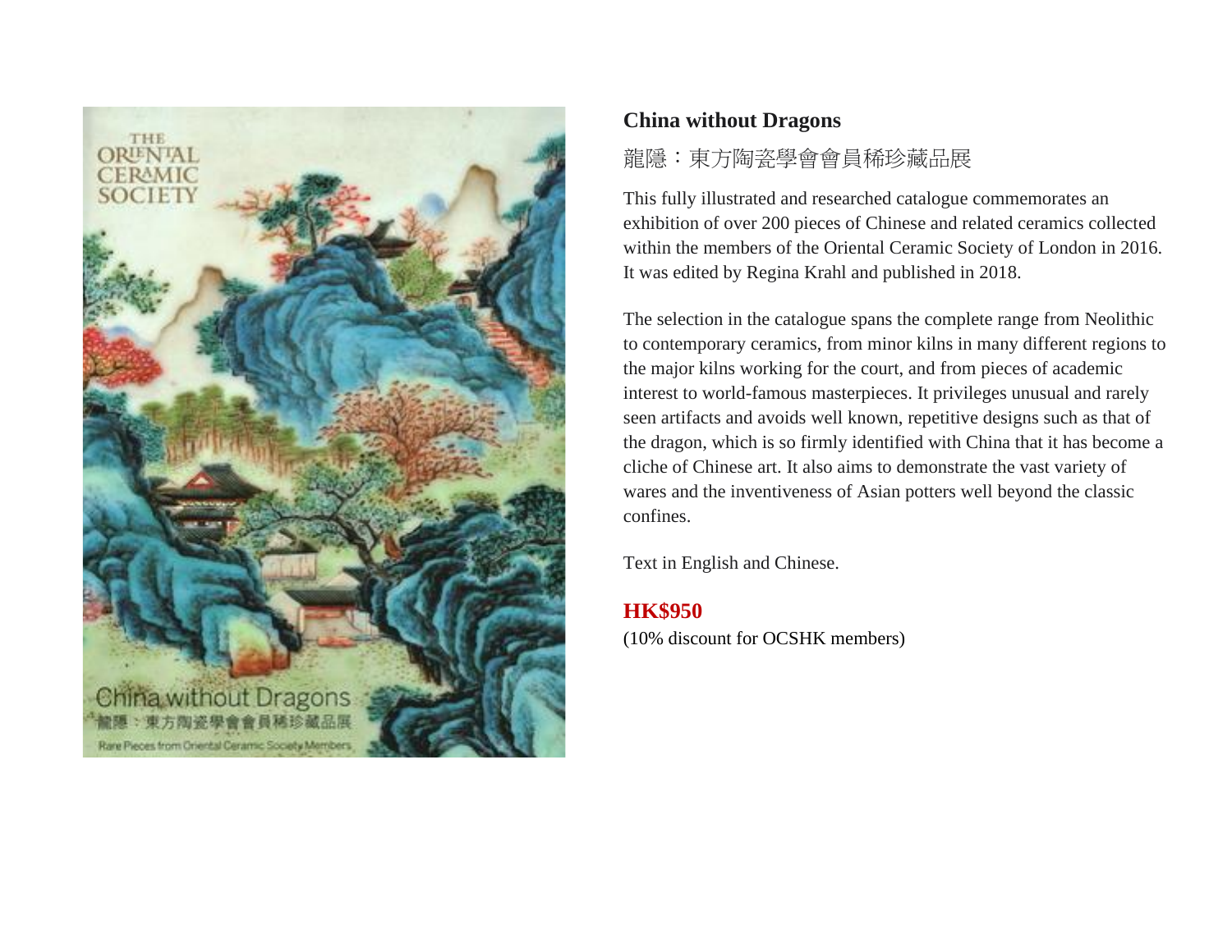## China without Dragons

龍隱：東方陶瓷學會會員稀珍藏品展

This fully illustrated and researched catalogue commemorates an exhibition of over 200 pieces of Chinese and related ceramics collected within the members of the Oriental Ceramic Society of London in 2016. It was edited by Regina Krahl and published in 2018.

The selection in the catalogue spans the complete range from Neolithic to contemporary ceramics, from minor kilns in many different regions to the major kilns working for the court, and from pieces of academic interest to world-famous masterpieces. It privileges unusual and rarely seen artifacts and avoids well known, repetitive designs such as that of the dragon, which is so firmly identified with China that it has become a cliche of Chinese art. It also aims to demonstrate the vast variety of wares and the inventiveness of Asian potters well beyond the classic confines.

Text in English and Chinese.

**HK$950**
(10% discount for OCSHK members)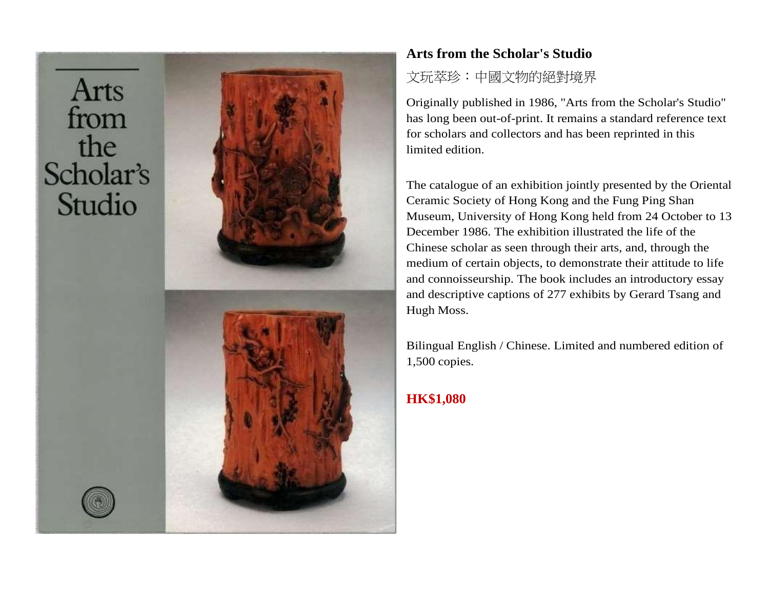## Arts from the Scholar's Studio

文玩萃珍：中國文物的絕對境界

Originally published in 1986, "Arts from the Scholar's Studio" has long been out-of-print. It remains a standard reference text for scholars and collectors and has been reprinted in this limited edition.

The catalogue of an exhibition jointly presented by the Oriental Ceramic Society of Hong Kong and the Fung Ping Shan Museum, University of Hong Kong held from 24 October to 13 December 1986. The exhibition illustrated the life of the Chinese scholar as seen through their arts, and, through the medium of certain objects, to demonstrate their attitude to life and connoisseurship. The book includes an introductory essay and descriptive captions of 277 exhibits by Gerard Tsang and Hugh Moss.

Bilingual English / Chinese. Limited and numbered edition of 1,500 copies.

**HK$1,080**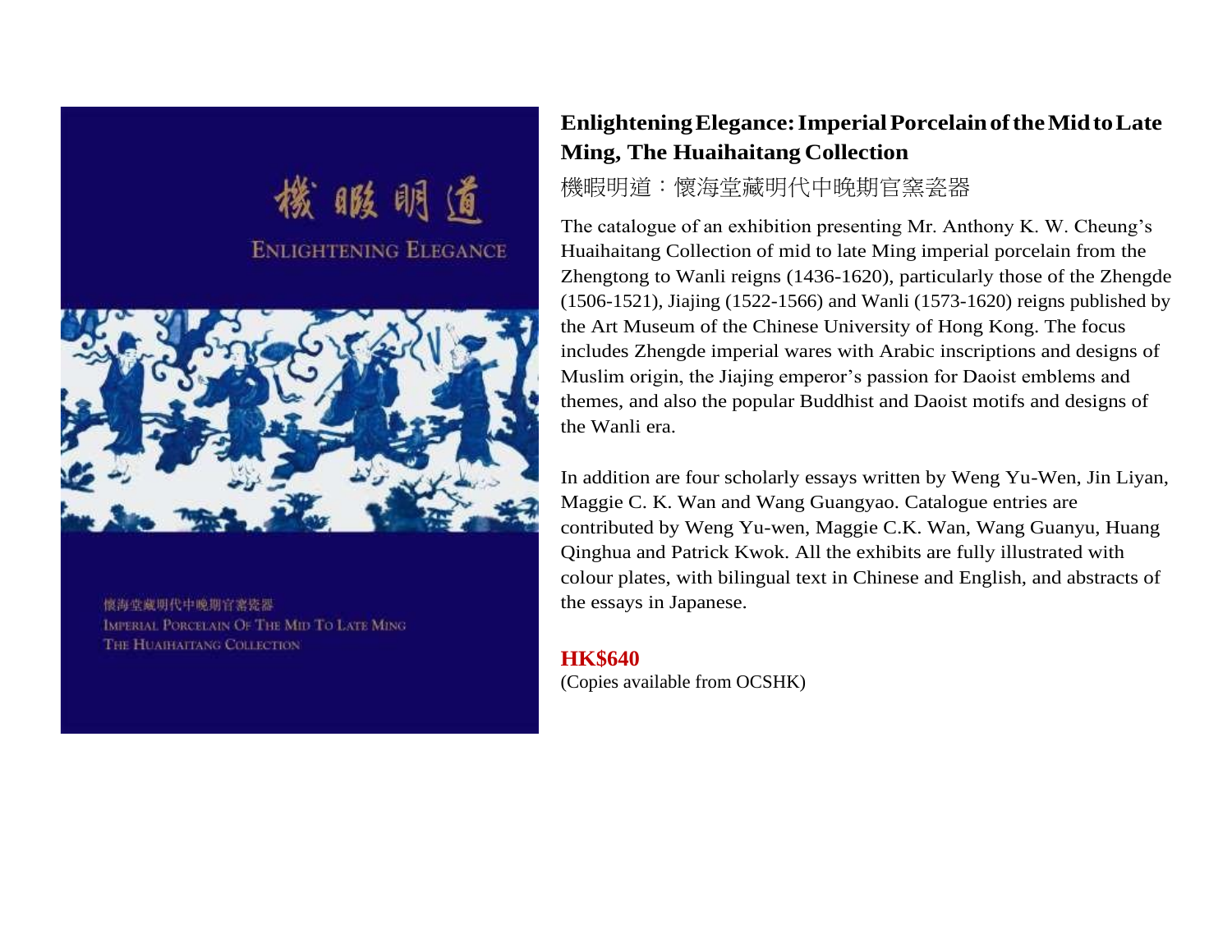## Enlightening Elegance: Imperial Porcelain of the Mid to Late Ming, The Huaihaitang Collection

機暇明道：懷海堂藏明代中晚期官窯瓷器

The catalogue of an exhibition presenting Mr. Anthony K. W. Cheung's Huaihaitang Collection of mid to late Ming imperial porcelain from the Zhengtong to Wanli reigns (1436-1620), particularly those of the Zhengde (1506-1521), Jiajing (1522-1566) and Wanli (1573-1620) reigns published by the Art Museum of the Chinese University of Hong Kong. The focus includes Zhengde imperial wares with Arabic inscriptions and designs of Muslim origin, the Jiajing emperor's passion for Daoist emblems and themes, and also the popular Buddhist and Daoist motifs and designs of the Wanli era.

In addition are four scholarly essays written by Weng Yu-Wen, Jin Liyan, Maggie C. K. Wan and Wang Guangyao. Catalogue entries are contributed by Weng Yu-wen, Maggie C.K. Wan, Wang Guanyu, Huang Qinghua and Patrick Kwok. All the exhibits are fully illustrated with colour plates, with bilingual text in Chinese and English, and abstracts of the essays in Japanese.

**HK$640**

(Copies available from OCSHK)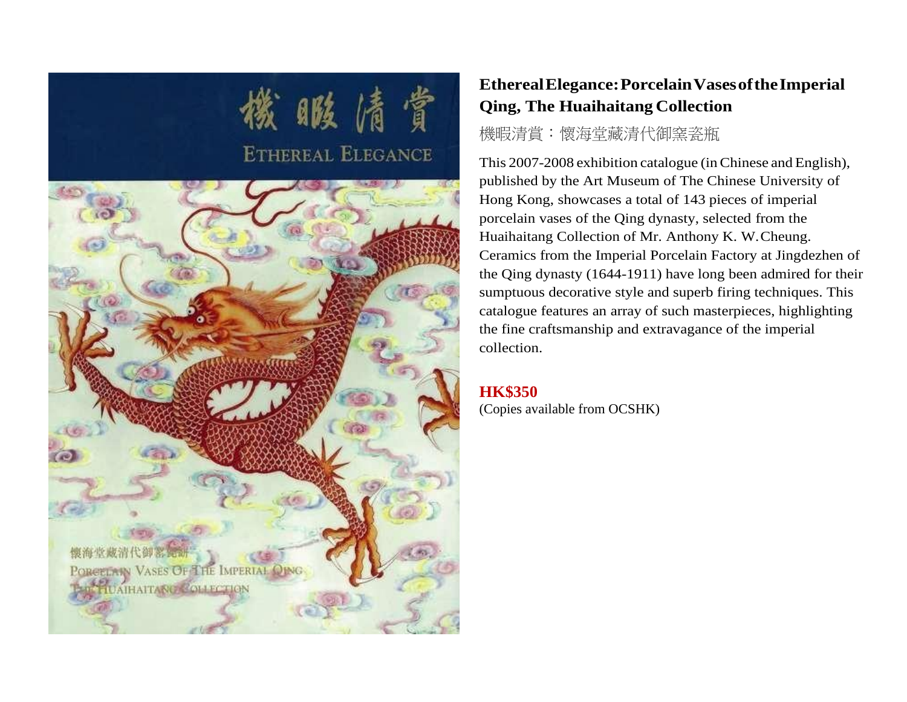## Ethereal Elegance: Porcelain Vases of the Imperial Qing, The Huaihaitang Collection

機暇清賞：懷海堂藏清代御窯瓷瓶

This 2007-2008 exhibition catalogue (in Chinese and English), published by the Art Museum of The Chinese University of Hong Kong, showcases a total of 143 pieces of imperial porcelain vases of the Qing dynasty, selected from the Huaihaitang Collection of Mr. Anthony K. W. Cheung. Ceramics from the Imperial Porcelain Factory at Jingdezhen of the Qing dynasty (1644-1911) have long been admired for their sumptuous decorative style and superb firing techniques. This catalogue features an array of such masterpieces, highlighting the fine craftsmanship and extravagance of the imperial collection.

**HK$350**
(Copies available from OCSHK)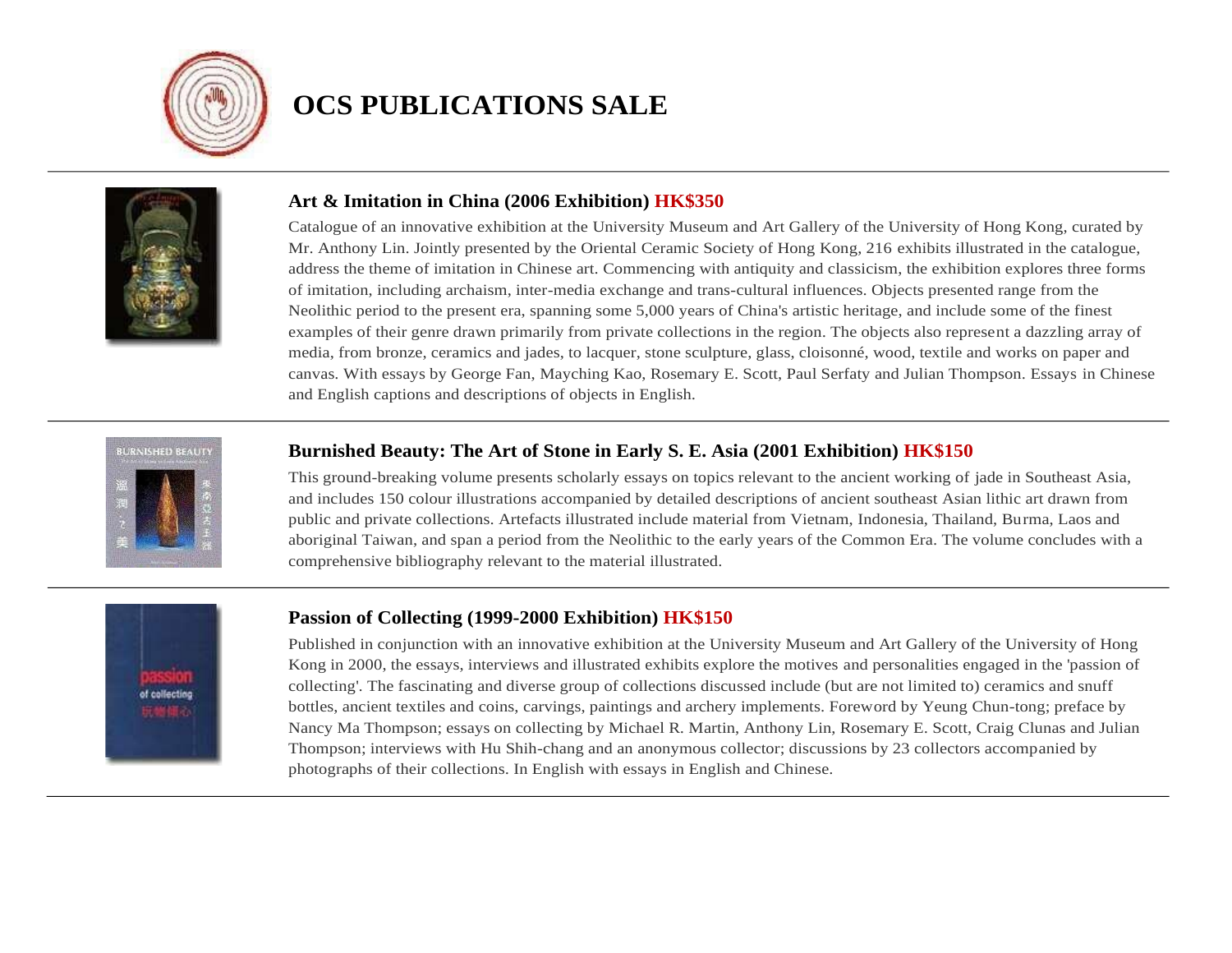# OCS PUBLICATIONS SALE

---

### Art & Imitation in China (2006 Exhibition) HK$350

Catalogue of an innovative exhibition at the University Museum and Art Gallery of the University of Hong Kong, curated by Mr. Anthony Lin. Jointly presented by the Oriental Ceramic Society of Hong Kong, 216 exhibits illustrated in the catalogue, address the theme of imitation in Chinese art. Commencing with antiquity and classicism, the exhibition explores three forms of imitation, including archaism, inter-media exchange and trans-cultural influences. Objects presented range from the Neolithic period to the present era, spanning some 5,000 years of China's artistic heritage, and include some of the finest examples of their genre drawn primarily from private collections in the region. The objects also represent a dazzling array of media, from bronze, ceramics and jades, to lacquer, stone sculpture, glass, cloisonné, wood, textile and works on paper and canvas. With essays by George Fan, Mayching Kao, Rosemary E. Scott, Paul Serfaty and Julian Thompson. Essays in Chinese and English captions and descriptions of objects in English.

---

### Burnished Beauty: The Art of Stone in Early S. E. Asia (2001 Exhibition) HK$150

This ground-breaking volume presents scholarly essays on topics relevant to the ancient working of jade in Southeast Asia, and includes 150 colour illustrations accompanied by detailed descriptions of ancient southeast Asian lithic art drawn from public and private collections. Artefacts illustrated include material from Vietnam, Indonesia, Thailand, Burma, Laos and aboriginal Taiwan, and span a period from the Neolithic to the early years of the Common Era. The volume concludes with a comprehensive bibliography relevant to the material illustrated.

---

### Passion of Collecting (1999-2000 Exhibition) HK$150

Published in conjunction with an innovative exhibition at the University Museum and Art Gallery of the University of Hong Kong in 2000, the essays, interviews and illustrated exhibits explore the motives and personalities engaged in the 'passion of collecting'. The fascinating and diverse group of collections discussed include (but are not limited to) ceramics and snuff bottles, ancient textiles and coins, carvings, paintings and archery implements. Foreword by Yeung Chun-tong; preface by Nancy Ma Thompson; essays on collecting by Michael R. Martin, Anthony Lin, Rosemary E. Scott, Craig Clunas and Julian Thompson; interviews with Hu Shih-chang and an anonymous collector; discussions by 23 collectors accompanied by photographs of their collections. In English with essays in English and Chinese.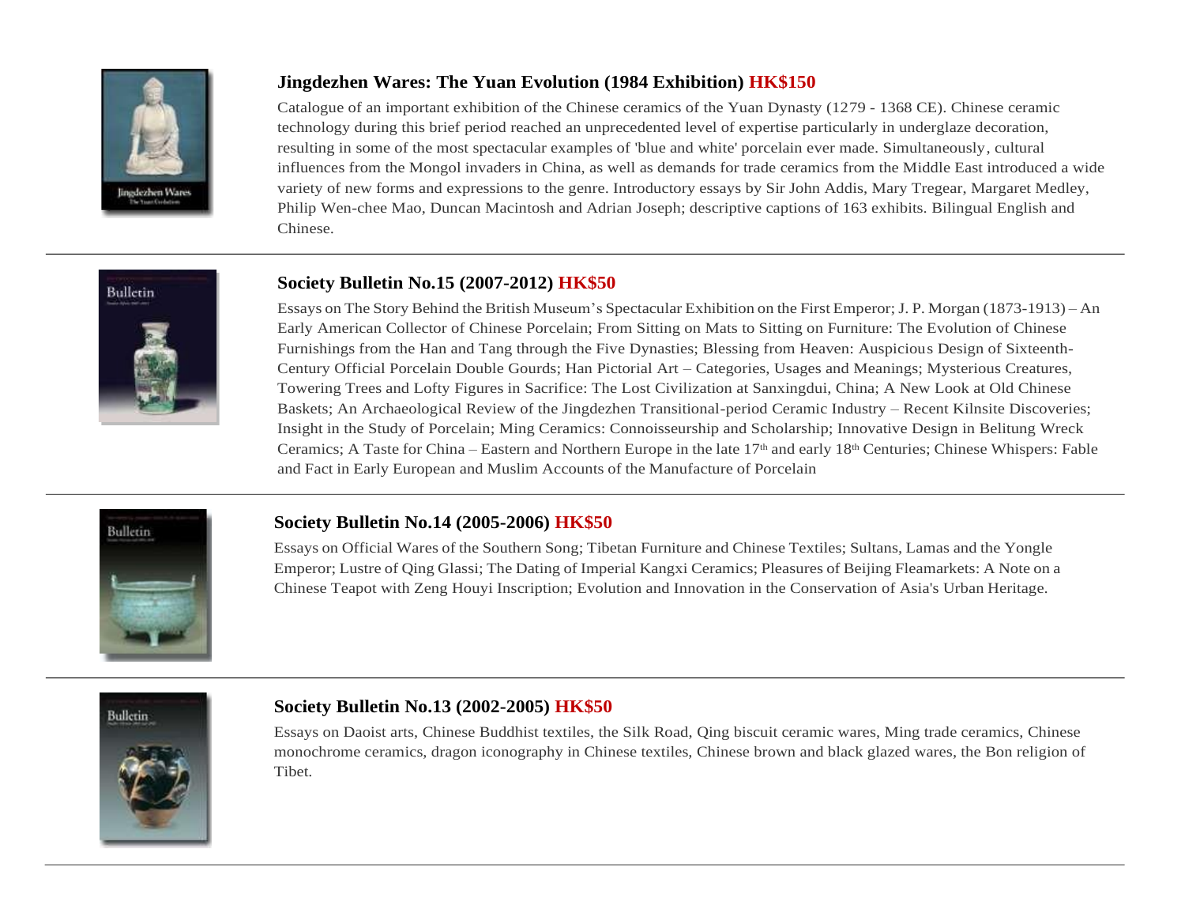## Jingdezhen Wares: The Yuan Evolution (1984 Exhibition) HK$150

Catalogue of an important exhibition of the Chinese ceramics of the Yuan Dynasty (1279 - 1368 CE). Chinese ceramic technology during this brief period reached an unprecedented level of expertise particularly in underglaze decoration, resulting in some of the most spectacular examples of 'blue and white' porcelain ever made. Simultaneously, cultural influences from the Mongol invaders in China, as well as demands for trade ceramics from the Middle East introduced a wide variety of new forms and expressions to the genre. Introductory essays by Sir John Addis, Mary Tregear, Margaret Medley, Philip Wen-chee Mao, Duncan Macintosh and Adrian Joseph; descriptive captions of 163 exhibits. Bilingual English and Chinese.

---

## Society Bulletin No.15 (2007-2012) HK$50

Essays on The Story Behind the British Museum's Spectacular Exhibition on the First Emperor; J. P. Morgan (1873-1913) – An Early American Collector of Chinese Porcelain; From Sitting on Mats to Sitting on Furniture: The Evolution of Chinese Furnishings from the Han and Tang through the Five Dynasties; Blessing from Heaven: Auspicious Design of Sixteenth-Century Official Porcelain Double Gourds; Han Pictorial Art – Categories, Usages and Meanings; Mysterious Creatures, Towering Trees and Lofty Figures in Sacrifice: The Lost Civilization at Sanxingdui, China; A New Look at Old Chinese Baskets; An Archaeological Review of the Jingdezhen Transitional-period Ceramic Industry – Recent Kilnsite Discoveries; Insight in the Study of Porcelain; Ming Ceramics: Connoisseurship and Scholarship; Innovative Design in Belitung Wreck Ceramics; A Taste for China – Eastern and Northern Europe in the late 17th and early 18th Centuries; Chinese Whispers: Fable and Fact in Early European and Muslim Accounts of the Manufacture of Porcelain

---

## Society Bulletin No.14 (2005-2006) HK$50

Essays on Official Wares of the Southern Song; Tibetan Furniture and Chinese Textiles; Sultans, Lamas and the Yongle Emperor; Lustre of Qing Glassi; The Dating of Imperial Kangxi Ceramics; Pleasures of Beijing Fleamarkets: A Note on a Chinese Teapot with Zeng Houyi Inscription; Evolution and Innovation in the Conservation of Asia's Urban Heritage.

---

## Society Bulletin No.13 (2002-2005) HK$50

Essays on Daoist arts, Chinese Buddhist textiles, the Silk Road, Qing biscuit ceramic wares, Ming trade ceramics, Chinese monochrome ceramics, dragon iconography in Chinese textiles, Chinese brown and black glazed wares, the Bon religion of Tibet.

---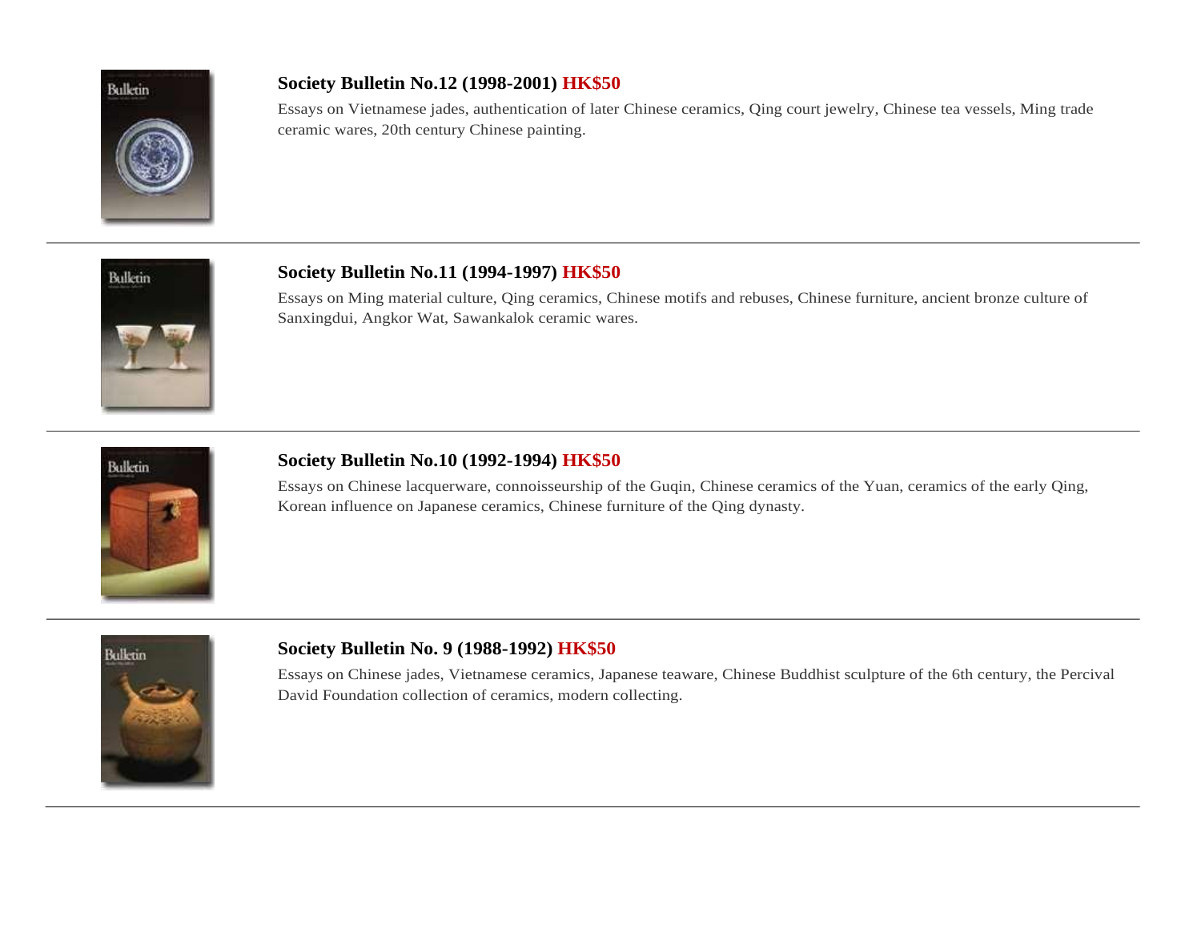### Society Bulletin No.12 (1998-2001) HK$50

Essays on Vietnamese jades, authentication of later Chinese ceramics, Qing court jewelry, Chinese tea vessels, Ming trade ceramic wares, 20th century Chinese painting.

---

### Society Bulletin No.11 (1994-1997) HK$50

Essays on Ming material culture, Qing ceramics, Chinese motifs and rebuses, Chinese furniture, ancient bronze culture of Sanxingdui, Angkor Wat, Sawankalok ceramic wares.

---

### Society Bulletin No.10 (1992-1994) HK$50

Essays on Chinese lacquerware, connoisseurship of the Guqin, Chinese ceramics of the Yuan, ceramics of the early Qing, Korean influence on Japanese ceramics, Chinese furniture of the Qing dynasty.

---

### Society Bulletin No. 9 (1988-1992) HK$50

Essays on Chinese jades, Vietnamese ceramics, Japanese teaware, Chinese Buddhist sculpture of the 6th century, the Percival David Foundation collection of ceramics, modern collecting.

---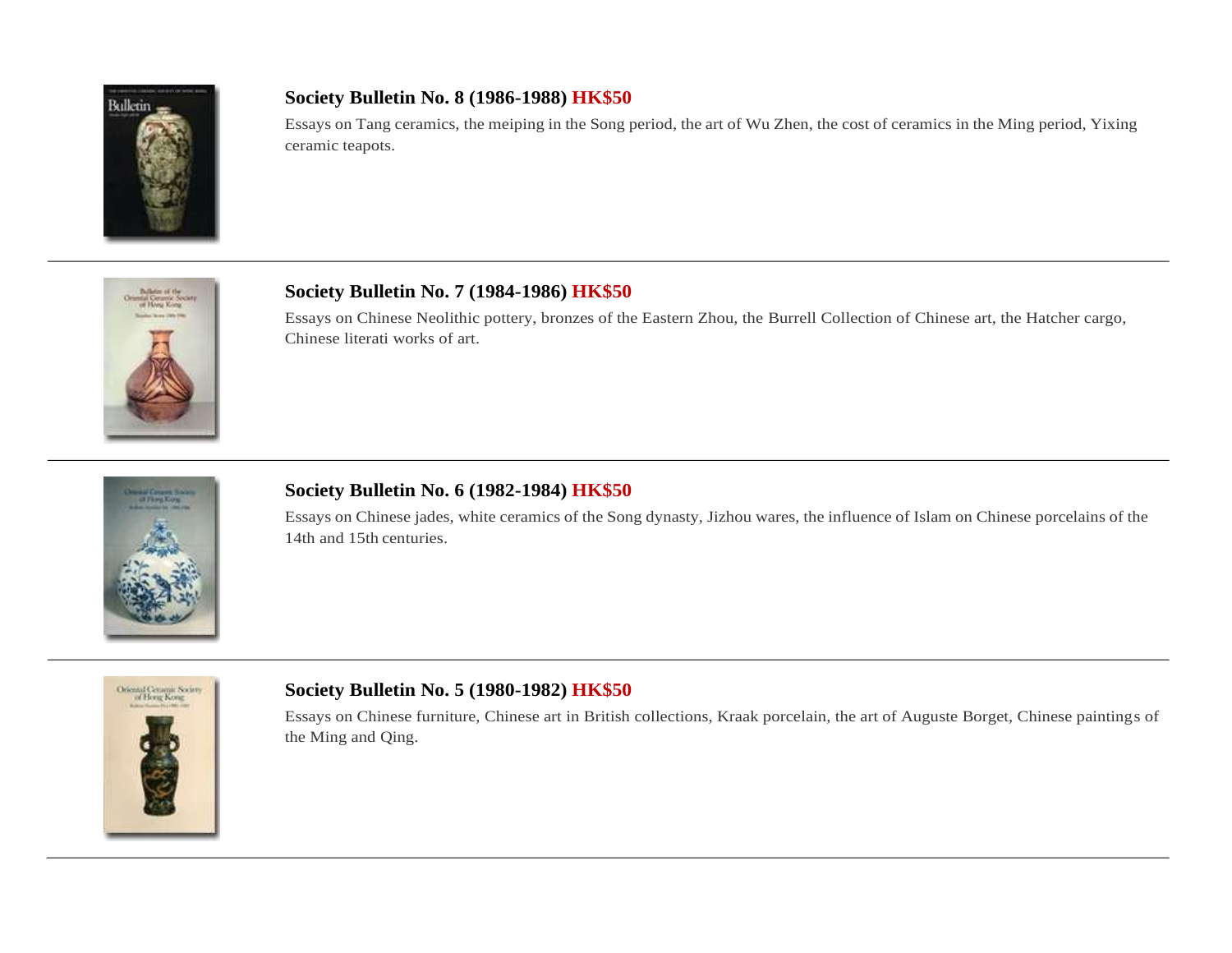**Society Bulletin No. 8 (1986-1988) HK$50**

Essays on Tang ceramics, the meiping in the Song period, the art of Wu Zhen, the cost of ceramics in the Ming period, Yixing ceramic teapots.

---

**Society Bulletin No. 7 (1984-1986) HK$50**

Essays on Chinese Neolithic pottery, bronzes of the Eastern Zhou, the Burrell Collection of Chinese art, the Hatcher cargo, Chinese literati works of art.

---

**Society Bulletin No. 6 (1982-1984) HK$50**

Essays on Chinese jades, white ceramics of the Song dynasty, Jizhou wares, the influence of Islam on Chinese porcelains of the 14th and 15th centuries.

---

**Society Bulletin No. 5 (1980-1982) HK$50**

Essays on Chinese furniture, Chinese art in British collections, Kraak porcelain, the art of Auguste Borget, Chinese paintings of the Ming and Qing.

---